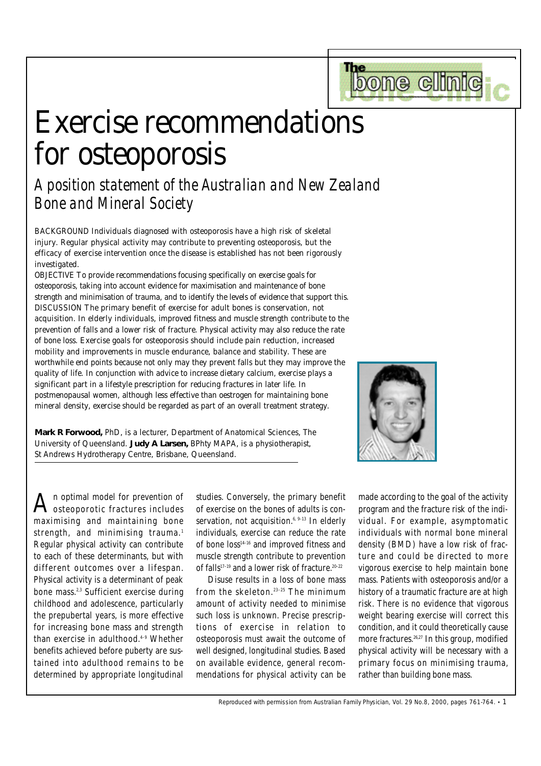# Exercise recommendations for osteoporosis

## *A position statement of the Australian and New Zealand Bone and Mineral Society*

BACKGROUND Individuals diagnosed with osteoporosis have a high risk of skeletal injury. Regular physical activity may contribute to preventing osteoporosis, but the efficacy of exercise intervention once the disease is established has not been rigorously investigated.

OBJECTIVE To provide recommendations focusing specifically on exercise goals for osteoporosis, taking into account evidence for maximisation and maintenance of bone strength and minimisation of trauma, and to identify the levels of evidence that support this.

DISCUSSION The primary benefit of exercise for adult bones is conservation, not acquisition. In elderly individuals, improved fitness and muscle strength contribute to the prevention of falls and a lower risk of fracture. Physical activity may also reduce the rate of bone loss. Exercise goals for osteoporosis should include pain reduction, increased mobility and improvements in muscle endurance, balance and stability. These are worthwhile end points because not only may they prevent falls but they may improve the quality of life. In conjunction with advice to increase dietary calcium, exercise plays a significant part in a lifestyle prescription for reducing fractures in later life. In postmenopausal women, although less effective than oestrogen for maintaining bone mineral density, exercise should be regarded as part of an overall treatment strategy.

**Mark R Forwood,** PhD, is a lecturer, Department of Anatomical Sciences, The University of Queensland. **Judy A Larsen,** BPhty MAPA, is a physiotherapist, St Andrews Hydrotherapy Centre, Brisbane, Queensland.

An optimal model for prevention of osteoporotic fractures includes maximising and maintaining bone strength, and minimising trauma.[1] Regular physical activity can contribute to each of these determinants, but with different outcomes over a lifespan. Physical activity is a determinant of peak bone mass.[2,3] Sufficient exercise during childhood and adolescence, particularly the prepubertal years, is more effective for increasing bone mass and strength than exercise in adulthood.[4–9] Whether benefits achieved before puberty are sustained into adulthood remains to be determined by appropriate longitudinal studies. Conversely, the primary benefit of exercise on the bones of adults is conservation, not acquisition.[6, 9–13] In elderly individuals, exercise can reduce the rate of bone loss[14–16] and improved fitness and muscle strength contribute to prevention of falls[17–19] and a lower risk of fracture.[20–22]

Disuse results in a loss of bone mass from the skeleton.[23–25] The minimum amount of activity needed to minimise such loss is unknown. Precise prescriptions of exercise in relation to osteoporosis must await the outcome of well designed, longitudinal studies. Based on available evidence, general recommendations for physical activity can be made according to the goal of the activity program and the fracture risk of the individual. For example, asymptomatic individuals with normal bone mineral density (BMD) have a low risk of fracture and could be directed to more vigorous exercise to help maintain bone mass. Patients with osteoporosis and/or a history of a traumatic fracture are at high risk. There is no evidence that vigorous weight bearing exercise will correct this condition, and it could theoretically cause more fractures.[26,27] In this group, modified physical activity will be necessary with a primary focus on minimising trauma, rather than building bone mass.

Reproduced with permission from Australian Family Physician, Vol. 29 No.8, 2000, pages 761-764.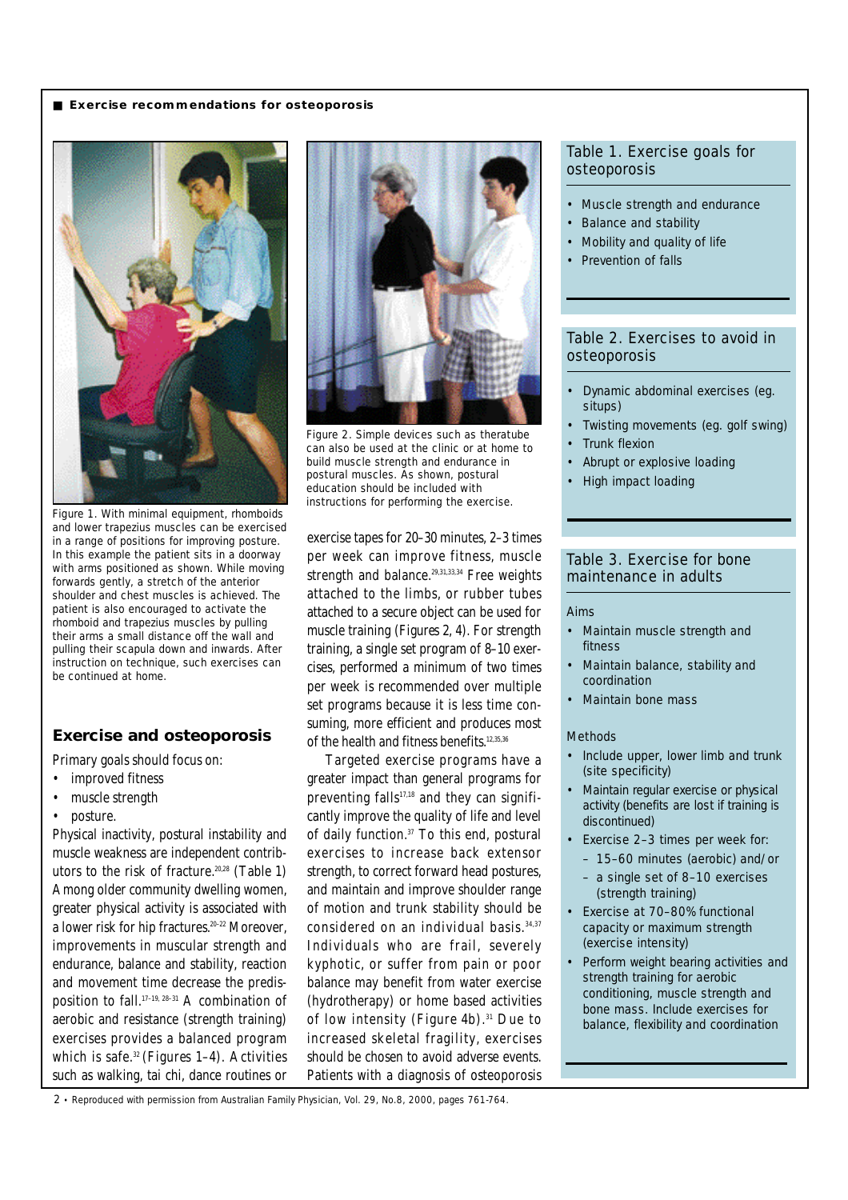Figure 1. With minimal equipment, rhomboids and lower trapezius muscles can be exercised in a range of positions for improving posture. In this example the patient sits in a doorway with arms positioned as shown. While moving forwards gently, a stretch of the anterior shoulder and chest muscles is achieved. The patient is also encouraged to activate the rhomboid and trapezius muscles by pulling their arms a small distance off the wall and pulling their scapula down and inwards. After instruction on technique, such exercises can be continued at home.

Figure 2. Simple devices such as theratube can also be used at the clinic or at home to build muscle strength and endurance in postural muscles. As shown, postural education should be included with instructions for performing the exercise.

## Exercise and osteoporosis

Primary goals should focus on:

- improved fitness
- muscle strength
- posture.

Physical inactivity, postural instability and muscle weakness are independent contributors to the risk of fracture.[20,28] (Table 1) Among older community dwelling women, greater physical activity is associated with a lower risk for hip fractures.[20–22] Moreover, improvements in muscular strength and endurance, balance and stability, reaction and movement time decrease the predisposition to fall.[17–19, 28–31] A combination of aerobic and resistance (strength training) exercises provides a balanced program which is safe.[32] (Figures 1–4). Activities such as walking, tai chi, dance routines or exercise tapes for 20–30 minutes, 2–3 times per week can improve fitness, muscle strength and balance.[29,31,33,34] Free weights attached to the limbs, or rubber tubes attached to a secure object can be used for muscle training (Figures 2, 4). For strength training, a single set program of 8–10 exercises, performed a minimum of two times per week is recommended over multiple set programs because it is less time consuming, more efficient and produces most of the health and fitness benefits.[12,35,36]

Targeted exercise programs have a greater impact than general programs for preventing falls[17,18] and they can significantly improve the quality of life and level of daily function.[37] To this end, postural exercises to increase back extensor strength, to correct forward head postures, and maintain and improve shoulder range of motion and trunk stability should be considered on an individual basis.[34,37] Individuals who are frail, severely kyphotic, or suffer from pain or poor balance may benefit from water exercise (hydrotherapy) or home based activities of low intensity (Figure 4b).[31] Due to increased skeletal fragility, exercises should be chosen to avoid adverse events. Patients with a diagnosis of osteoporosis

### Table 1. Exercise goals for osteoporosis

- Muscle strength and endurance
- Balance and stability
- Mobility and quality of life
- Prevention of falls

### Table 2. Exercises to avoid in osteoporosis

- Dynamic abdominal exercises (eg. situps)
- Twisting movements (eg. golf swing)
- Trunk flexion
- Abrupt or explosive loading
- High impact loading

### Table 3. Exercise for bone maintenance in adults

Aims

- Maintain muscle strength and fitness
- Maintain balance, stability and coordination
- Maintain bone mass

Methods

- Include upper, lower limb and trunk (site specificity)
- Maintain regular exercise or physical activity (benefits are lost if training is discontinued)
- Exercise 2–3 times per week for:
  - 15–60 minutes (aerobic) and/or
  - a single set of 8–10 exercises (strength training)
- Exercise at 70–80% functional capacity or maximum strength (exercise intensity)
- Perform weight bearing activities and strength training for aerobic conditioning, muscle strength and bone mass. Include exercises for balance, flexibility and coordination

Reproduced with permission from Australian Family Physician, Vol. 29, No.8, 2000, pages 761-764.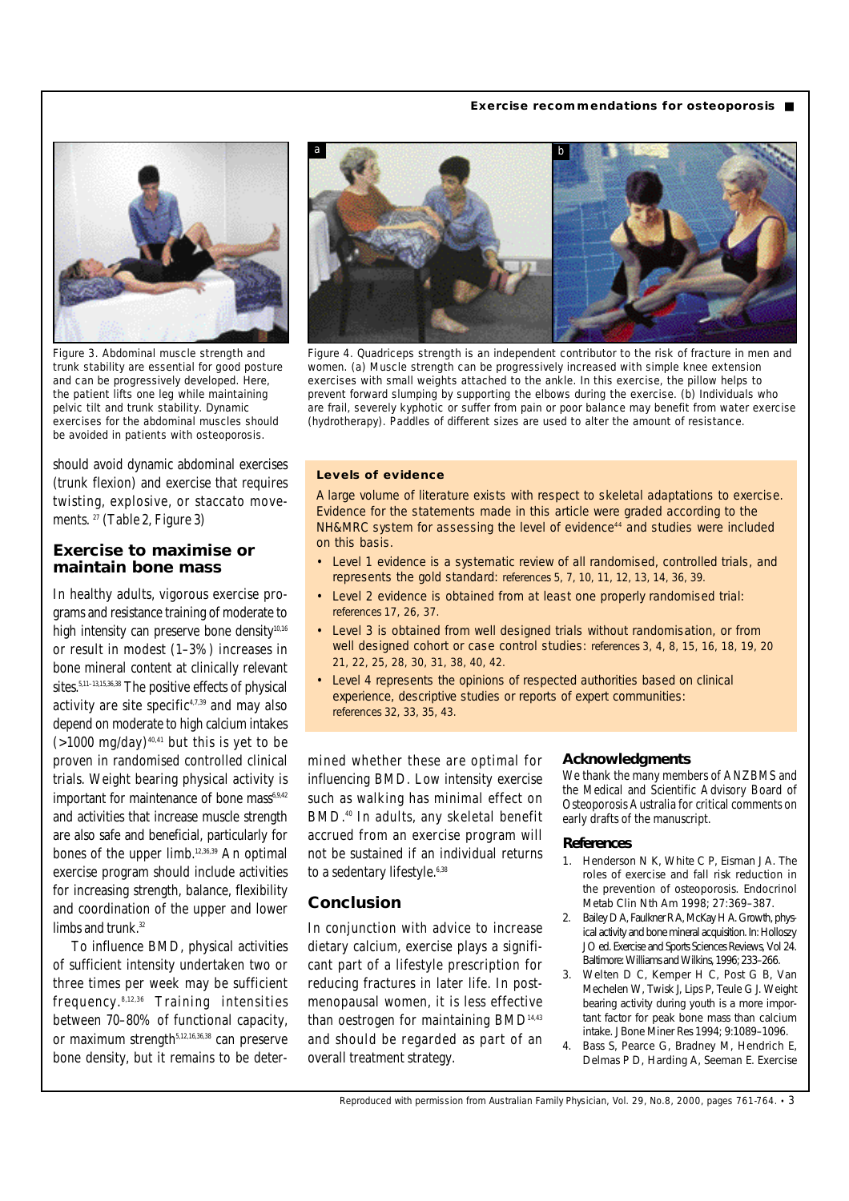Figure 3. Abdominal muscle strength and trunk stability are essential for good posture and can be progressively developed. Here, the patient lifts one leg while maintaining pelvic tilt and trunk stability. Dynamic exercises for the abdominal muscles should be avoided in patients with osteoporosis.

Figure 4. Quadriceps strength is an independent contributor to the risk of fracture in men and women. (a) Muscle strength can be progressively increased with simple knee extension exercises with small weights attached to the ankle. In this exercise, the pillow helps to prevent forward slumping by supporting the elbows during the exercise. (b) Individuals who are frail, severely kyphotic or suffer from pain or poor balance may benefit from water exercise (hydrotherapy). Paddles of different sizes are used to alter the amount of resistance.

should avoid dynamic abdominal exercises (trunk flexion) and exercise that requires twisting, explosive, or staccato movements.[27] (Table 2, Figure 3)

## Exercise to maximise or maintain bone mass

In healthy adults, vigorous exercise programs and resistance training of moderate to high intensity can preserve bone density[10,16] or result in modest (1–3%) increases in bone mineral content at clinically relevant sites.[5,11–13,15,36,38] The positive effects of physical activity are site specific[4,7,39] and may also depend on moderate to high calcium intakes (>1000 mg/day)[40,41] but this is yet to be proven in randomised controlled clinical trials. Weight bearing physical activity is important for maintenance of bone mass[6,9,42] and activities that increase muscle strength are also safe and beneficial, particularly for bones of the upper limb.[12,36,39] An optimal exercise program should include activities for increasing strength, balance, flexibility and coordination of the upper and lower limbs and trunk.[32]

To influence BMD, physical activities of sufficient intensity undertaken two or three times per week may be sufficient frequency.[8,12,36] Training intensities between 70–80% of functional capacity, or maximum strength[5,12,16,36,38] can preserve bone density, but it remains to be determined whether these are optimal for influencing BMD. Low intensity exercise such as walking has minimal effect on BMD.[40] In adults, any skeletal benefit accrued from an exercise program will not be sustained if an individual returns to a sedentary lifestyle.[6,38]

### Levels of evidence

A large volume of literature exists with respect to skeletal adaptations to exercise. Evidence for the statements made in this article were graded according to the NH&MRC system for assessing the level of evidence[44] and studies were included on this basis.

- Level 1 evidence is a systematic review of all randomised, controlled trials, and represents the gold standard: references 5, 7, 10, 11, 12, 13, 14, 36, 39.
- Level 2 evidence is obtained from at least one properly randomised trial: references 17, 26, 37.
- Level 3 is obtained from well designed trials without randomisation, or from well designed cohort or case control studies: references 3, 4, 8, 15, 16, 18, 19, 20 21, 22, 25, 28, 30, 31, 38, 40, 42.
- Level 4 represents the opinions of respected authorities based on clinical experience, descriptive studies or reports of expert communities: references 32, 33, 35, 43.

## Conclusion

In conjunction with advice to increase dietary calcium, exercise plays a significant part of a lifestyle prescription for reducing fractures in later life. In postmenopausal women, it is less effective than oestrogen for maintaining BMD[14,43] and should be regarded as part of an overall treatment strategy.

### Acknowledgments

We thank the many members of ANZBMS and the Medical and Scientific Advisory Board of Osteoporosis Australia for critical comments on early drafts of the manuscript.

### References

1. Henderson N K, White C P, Eisman J A. The roles of exercise and fall risk reduction in the prevention of osteoporosis. Endocrinol Metab Clin Nth Am 1998; 27:369–387.
2. Bailey D A, Faulkner R A, McKay H A. Growth, physical activity and bone mineral acquisition. In: Holloszy J O ed. Exercise and Sports Sciences Reviews, Vol 24. Baltimore: Williams and Wilkins, 1996; 233–266.
3. Welten D C, Kemper H C, Post G B, Van Mechelen W, Twisk J, Lips P, Teule G J. Weight bearing activity during youth is a more important factor for peak bone mass than calcium intake. J Bone Miner Res 1994; 9:1089–1096.
4. Bass S, Pearce G, Bradney M, Hendrich E, Delmas P D, Harding A, Seeman E. Exercise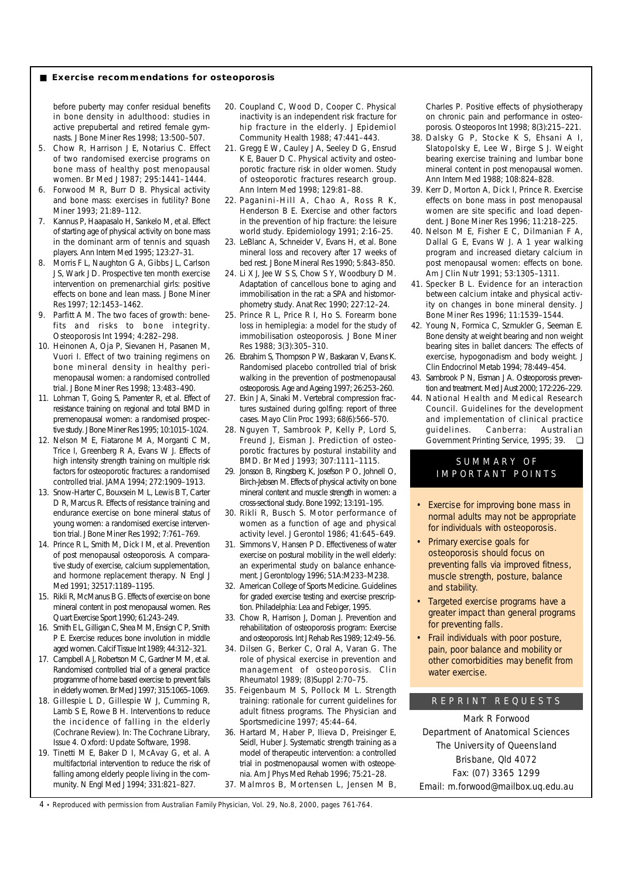before puberty may confer residual benefits in bone density in adulthood: studies in active prepubertal and retired female gymnasts. J Bone Miner Res 1998; 13:500–507.

5. Chow R, Harrison J E, Notarius C. Effect of two randomised exercise programs on bone mass of healthy post menopausal women. Br Med J 1987; 295:1441–1444.
6. Forwood M R, Burr D B. Physical activity and bone mass: exercises in futility? Bone Miner 1993; 21:89–112.
7. Kannus P, Haapasalo H, Sankelo M, et al. Effect of starting age of physical activity on bone mass in the dominant arm of tennis and squash players. Ann Intern Med 1995; 123:27–31.
8. Morris F L, Naughton G A, Gibbs J L, Carlson J S, Wark J D. Prospective ten month exercise intervention on premenarchial girls: positive effects on bone and lean mass. J Bone Miner Res 1997; 12:1453–1462.
9. Parfitt A M. The two faces of growth: benefits and risks to bone integrity. Osteoporosis Int 1994; 4:282–298.
10. Heinonen A, Oja P, Sievanen H, Pasanen M, Vuori I. Effect of two training regimens on bone mineral density in healthy perimenopausal women: a randomised controlled trial. J Bone Miner Res 1998; 13:483–490.
11. Lohman T, Going S, Pamenter R, et al. Effect of resistance training on regional and total BMD in premenopausal women: a randomised prospective study. J Bone Miner Res 1995; 10:1015–1024.
12. Nelson M E, Fiatarone M A, Morganti C M, Trice I, Greenberg R A, Evans W J. Effects of high intensity strength training on multiple risk factors for osteoporotic fractures: a randomised controlled trial. JAMA 1994; 272:1909–1913.
13. Snow-Harter C, Bouxsein M L, Lewis B T, Carter D R, Marcus R. Effects of resistance training and endurance exercise on bone mineral status of young women: a randomised exercise intervention trial. J Bone Miner Res 1992; 7:761–769.
14. Prince R L, Smith M, Dick I M, et al. Prevention of post menopausal osteoporosis. A comparative study of exercise, calcium supplementation, and hormone replacement therapy. N Engl J Med 1991; 32517:1189–1195.
15. Rikli R, McManus B G. Effects of exercise on bone mineral content in post menopausal women. Res Quart Exercise Sport 1990; 61:243–249.
16. Smith E L, Gilligan C, Shea M M, Ensign C P, Smith P E. Exercise reduces bone involution in middle aged women. Calcif Tissue Int 1989; 44:312–321.
17. Campbell A J, Robertson M C, Gardner M M, et al. Randomised controlled trial of a general practice programme of home based exercise to prevent falls in elderly women. Br Med J 1997; 315:1065–1069.
18. Gillespie L D, Gillespie W J, Cumming R, Lamb S E, Rowe B H. Interventions to reduce the incidence of falling in the elderly (Cochrane Review). In: The Cochrane Library, Issue 4. Oxford: Update Software, 1998.
19. Tinetti M E, Baker D I, McAvay G, et al. A multifactorial intervention to reduce the risk of falling among elderly people living in the community. N Engl Med J 1994; 331:821–827.
20. Coupland C, Wood D, Cooper C. Physical inactivity is an independent risk factor for hip fracture in the elderly. J Epidemiol Community Health 1988; 47:441–443.
21. Gregg E W, Cauley J A, Seeley D G, Ensrud K E, Bauer D C. Physical activity and osteoporotic fracture risk in older women. Study of osteoporotic fractures research group. Ann Intern Med 1998; 129:81–88.
22. Paganini-Hill A, Chao A, Ross R K, Henderson B E. Exercise and other factors in the prevention of hip fracture: the leisure world study. Epidemiology 1991; 2:16–25.
23. LeBlanc A, Schneider V, Evans H, et al. Bone mineral loss and recovery after 17 weeks of bed rest. J Bone Mineral Res 1990; 5:843–850.
24. Li X J, Jee W S S, Chow S Y, Woodbury D M. Adaptation of cancellous bone to aging and immobilisation in the rat: a SPA and histomorphometry study. Anat Rec 1990; 227:12–24.
25. Prince R L, Price R I, Ho S. Forearm bone loss in hemiplegia: a model for the study of immobilisation osteoporosis. J Bone Miner Res 1988; 3(3):305–310.
26. Ebrahim S, Thompson P W, Baskaran V, Evans K. Randomised placebo controlled trial of brisk walking in the prevention of postmenopausal osteoporosis. Age and Ageing 1997; 26:253–260.
27. Ekin J A, Sinaki M. Vertebral compression fractures sustained during golfing: report of three cases. Mayo Clin Proc 1993; 68(6):566–570.
28. Nguyen T, Sambrook P, Kelly P, Lord S, Freund J, Eisman J. Prediction of osteoporotic fractures by postural instability and BMD. Br Med J 1993; 307:1111–1115.
29. Jonsson B, Ringsberg K, Josefson P O, Johnell O, Birch-Jebsen M. Effects of physical activity on bone mineral content and muscle strength in women: a cross-sectional study. Bone 1992; 13:191–195.
30. Rikli R, Busch S. Motor performance of women as a function of age and physical activity level. J Gerontol 1986; 41:645–649.
31. Simmons V, Hansen P D. Effectiveness of water exercise on postural mobility in the well elderly: an experimental study on balance enhancement. J Gerontology 1996; 51A:M233–M238.
32. American College of Sports Medicine. Guidelines for graded exercise testing and exercise prescription. Philadelphia: Lea and Febiger, 1995.
33. Chow R, Harrison J, Dornan J. Prevention and rehabilitation of osteoporosis program: Exercise and osteoporosis. Int J Rehab Res 1989; 12:49–56.
34. Dilsen G, Berker C, Oral A, Varan G. The role of physical exercise in prevention and management of osteoporosis. Clin Rheumatol 1989; (8)Suppl 2:70–75.
35. Feigenbaum M S, Pollock M L. Strength training: rationale for current guidelines for adult fitness programs. The Physician and Sportsmedicine 1997; 45:44–64.
36. Hartard M, Haber P, Ilieva D, Preisinger E, Seidl, Huber J. Systematic strength training as a model of therapeutic intervention: a controlled trial in postmenopausal women with osteopenia. Am J Phys Med Rehab 1996; 75:21–28.
37. Malmros B, Mortensen L, Jensen M B, Charles P. Positive effects of physiotherapy on chronic pain and performance in osteoporosis. Osteoporos Int 1998; 8(3):215–221.
38. Dalsky G P, Stocke K S, Ehsani A I, Slatopolsky E, Lee W, Birge S J. Weight bearing exercise training and lumbar bone mineral content in post menopausal women. Ann Intern Med 1988; 108:824–828.
39. Kerr D, Morton A, Dick I, Prince R. Exercise effects on bone mass in post menopausal women are site specific and load dependent. J Bone Miner Res 1996; 11:218–225.
40. Nelson M E, Fisher E C, Dilmanian F A, Dallal G E, Evans W J. A 1 year walking program and increased dietary calcium in post menopausal women: effects on bone. Am J Clin Nutr 1991; 53:1305–1311.
41. Specker B L. Evidence for an interaction between calcium intake and physical activity on changes in bone mineral density. J Bone Miner Res 1996; 11:1539–1544.
42. Young N, Formica C, Szmukler G, Seeman E. Bone density at weight bearing and non weight bearing sites in ballet dancers: The effects of exercise, hypogonadism and body weight. J Clin Endocrinol Metab 1994; 78:449–454.
43. Sambrook P N, Eisman J A. Osteoporosis prevention and treatment. Med J Aust 2000; 172:226–229.
44. National Health and Medical Research Council. Guidelines for the development and implementation of clinical practice guidelines. Canberra: Australian Government Printing Service, 1995; 39.

## SUMMARY OF IMPORTANT POINTS

- Exercise for improving bone mass in normal adults may not be appropriate for individuals with osteoporosis.
- Primary exercise goals for osteoporosis should focus on preventing falls via improved fitness, muscle strength, posture, balance and stability.
- Targeted exercise programs have a greater impact than general programs for preventing falls.
- Frail individuals with poor posture, pain, poor balance and mobility or other comorbidities may benefit from water exercise.

## REPRINT REQUESTS

Mark R Forwood
Department of Anatomical Sciences
The University of Queensland
Brisbane, Qld 4072
Fax: (07) 3365 1299
Email: m.forwood@mailbox.uq.edu.au

Reproduced with permission from Australian Family Physician, Vol. 29, No.8, 2000, pages 761-764.